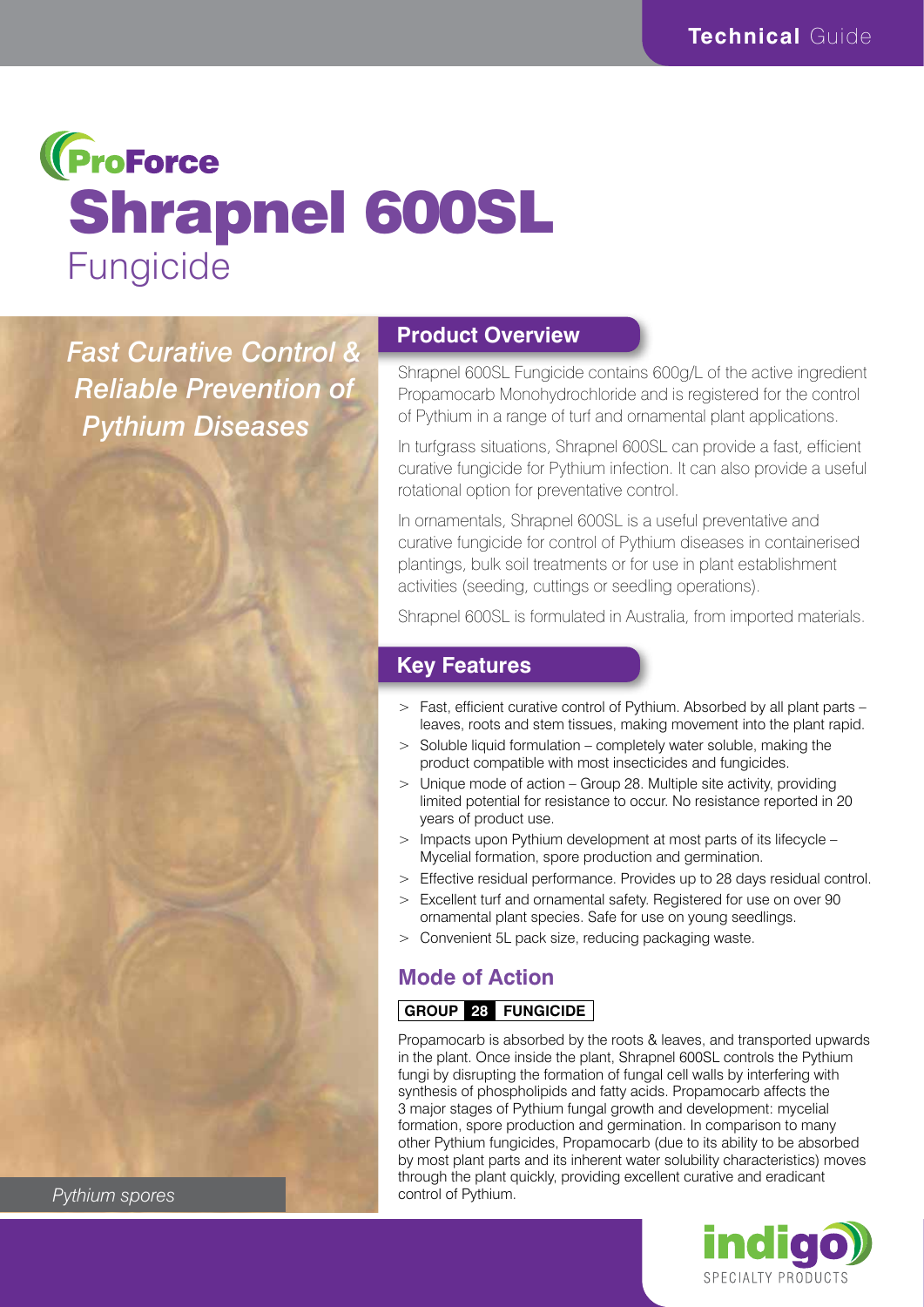# ProForce Shrapnel 600SL Fungicide

*Fast Curative Control & Reliable Prevention of Pythium Diseases*

*Pythium spores*

## Product Overview

Shrapnel 600SL Fungicide contains 600g/L of the active ingredient Propamocarb Monohydrochloride and is registered for the control of Pythium in a range of turf and ornamental plant applications.

In turfgrass situations, Shrapnel 600SL can provide a fast, efficient curative fungicide for Pythium infection. It can also provide a useful rotational option for preventative control.

In ornamentals, Shrapnel 600SL is a useful preventative and curative fungicide for control of Pythium diseases in containerised plantings, bulk soil treatments or for use in plant establishment activities (seeding, cuttings or seedling operations).

Shrapnel 600SL is formulated in Australia, from imported materials.

## Key Features

- Fast, efficient curative control of Pythium. Absorbed by all plant parts – leaves, roots and stem tissues, making movement into the plant rapid.
- Soluble liquid formulation – completely water soluble, making the product compatible with most insecticides and fungicides.
- Unique mode of action – Group 28. Multiple site activity, providing limited potential for resistance to occur. No resistance reported in 20 years of product use.
- Impacts upon Pythium development at most parts of its lifecycle – Mycelial formation, spore production and germination.
- Effective residual performance. Provides up to 28 days residual control.
- Excellent turf and ornamental safety. Registered for use on over 90 ornamental plant species. Safe for use on young seedlings.
- Convenient 5L pack size, reducing packaging waste.

## Mode of Action

**GROUP 28 FUNGICIDE**

Propamocarb is absorbed by the roots & leaves, and transported upwards in the plant. Once inside the plant, Shrapnel 600SL controls the Pythium fungi by disrupting the formation of fungal cell walls by interfering with synthesis of phospholipids and fatty acids. Propamocarb affects the 3 major stages of Pythium fungal growth and development: mycelial formation, spore production and germination. In comparison to many other Pythium fungicides, Propamocarb (due to its ability to be absorbed by most plant parts and its inherent water solubility characteristics) moves through the plant quickly, providing excellent curative and eradicant control of Pythium.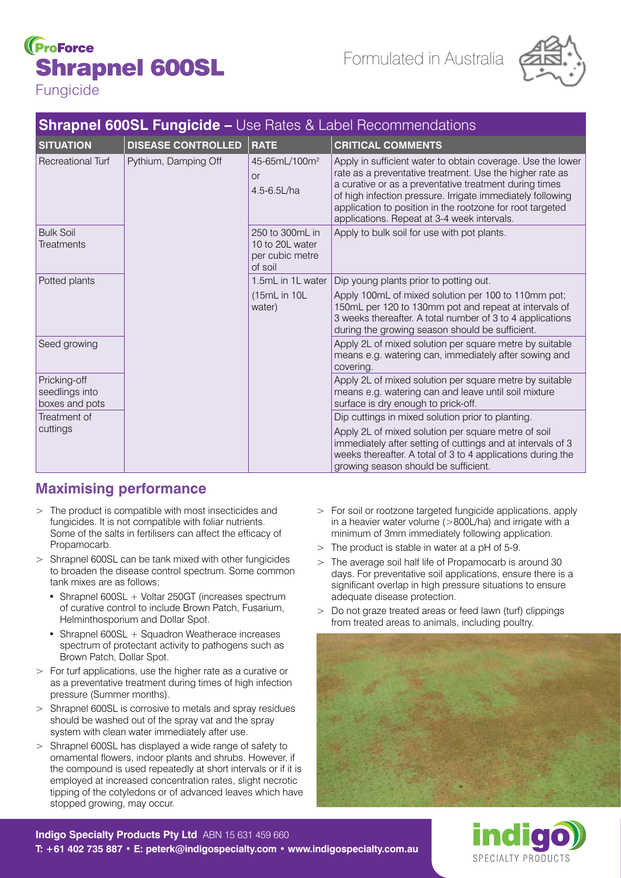# Shrapnel 600SL

ProForce

Fungicide

Formulated in Australia

## Shrapnel 600SL Fungicide – Use Rates & Label Recommendations

| SITUATION | DISEASE CONTROLLED | RATE | CRITICAL COMMENTS |
|---|---|---|---|
| Recreational Turf | Pythium, Damping Off | 45-65mL/100m² or 4.5-6.5L/ha | Apply in sufficient water to obtain coverage. Use the lower rate as a preventative treatment. Use the higher rate as a curative or as a preventative treatment during times of high infection pressure. Irrigate immediately following application to position in the rootzone for root targeted applications. Repeat at 3-4 week intervals. |
| Bulk Soil Treatments | | 250 to 300mL in 10 to 20L water per cubic metre of soil | Apply to bulk soil for use with pot plants. |
| Potted plants | | 1.5mL in 1L water (15mL in 10L water) | Dip young plants prior to potting out. Apply 100mL of mixed solution per 100 to 110mm pot; 150mL per 120 to 130mm pot and repeat at intervals of 3 weeks thereafter. A total number of 3 to 4 applications during the growing season should be sufficient. |
| Seed growing | | | Apply 2L of mixed solution per square metre by suitable means e.g. watering can, immediately after sowing and covering. |
| Pricking-off seedlings into boxes and pots | | | Apply 2L of mixed solution per square metre by suitable means e.g. watering can and leave until soil mixture surface is dry enough to prick-off. |
| Treatment of cuttings | | | Dip cuttings in mixed solution prior to planting. Apply 2L of mixed solution per square metre of soil immediately after setting of cuttings and at intervals of 3 weeks thereafter. A total of 3 to 4 applications during the growing season should be sufficient. |

## Maximising performance

- The product is compatible with most insecticides and fungicides. It is not compatible with foliar nutrients. Some of the salts in fertilisers can affect the efficacy of Propamocarb.
- Shrapnel 600SL can be tank mixed with other fungicides to broaden the disease control spectrum. Some common tank mixes are as follows;
  - Shrapnel 600SL + Voltar 250GT (increases spectrum of curative control to include Brown Patch, Fusarium, Helminthosporium and Dollar Spot.
  - Shrapnel 600SL + Squadron Weatherace increases spectrum of protectant activity to pathogens such as Brown Patch, Dollar Spot.
- For turf applications, use the higher rate as a curative or as a preventative treatment during times of high infection pressure (Summer months).
- Shrapnel 600SL is corrosive to metals and spray residues should be washed out of the spray vat and the spray system with clean water immediately after use.
- Shrapnel 600SL has displayed a wide range of safety to ornamental flowers, indoor plants and shrubs. However, if the compound is used repeatedly at short intervals or if it is employed at increased concentration rates, slight necrotic tipping of the cotyledons or of advanced leaves which have stopped growing, may occur.
- For soil or rootzone targeted fungicide applications, apply in a heavier water volume (>800L/ha) and irrigate with a minimum of 3mm immediately following application.
- The product is stable in water at a pH of 5-9.
- The average soil half life of Propamocarb is around 30 days. For preventative soil applications, ensure there is a significant overlap in high pressure situations to ensure adequate disease protection.
- Do not graze treated areas or feed lawn (turf) clippings from treated areas to animals, including poultry.

**Indigo Specialty Products Pty Ltd** ABN 15 631 459 660

**T: +61 402 735 887 • E: peterk@indigospecialty.com • www.indigospecialty.com.au**

indigo SPECIALTY PRODUCTS